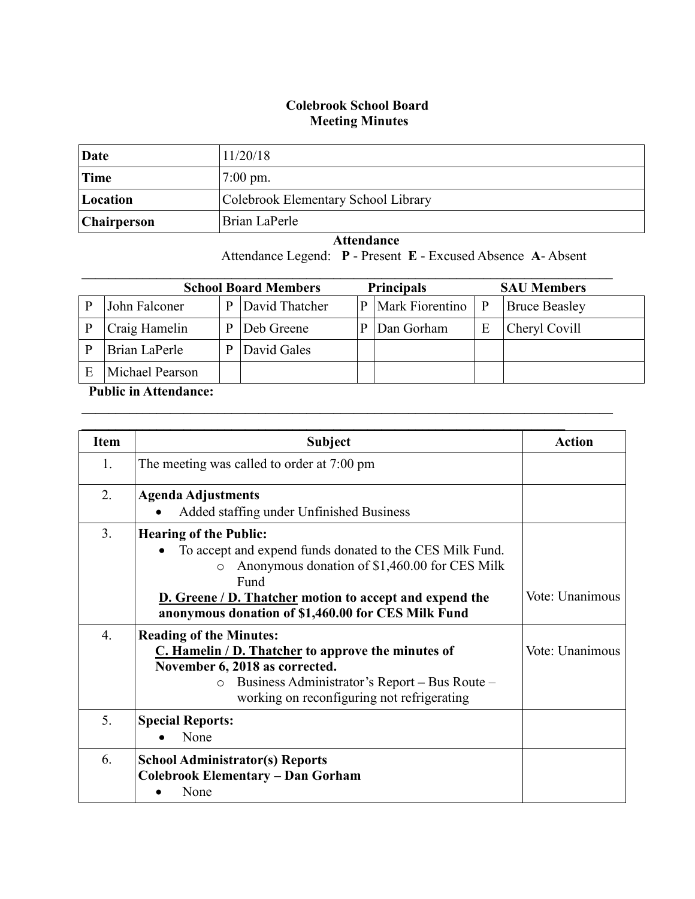# Colebrook School Board
## Meeting Minutes

| Date | 11/20/18 |
|---|---|
| Time | 7:00 pm. |
| Location | Colebrook Elementary School Library |
| Chairperson | Brian LaPerle |

**Attendance**

Attendance Legend: **P** - Present **E** - Excused Absence **A**- Absent

| School Board Members | | | | Principals | | SAU Members | |
|---|---|---|---|---|---|---|---|
| P | John Falconer | P | David Thatcher | P | Mark Fiorentino | P | Bruce Beasley |
| P | Craig Hamelin | P | Deb Greene | P | Dan Gorham | E | Cheryl Covill |
| P | Brian LaPerle | P | David Gales | | | | |
| E | Michael Pearson | | | | | | |

**Public in Attendance:**

| Item | Subject | Action |
|---|---|---|
| 1. | The meeting was called to order at 7:00 pm | |
| 2. | **Agenda Adjustments**<br>• Added staffing under Unfinished Business | |
| 3. | **Hearing of the Public:**<br>• To accept and expend funds donated to the CES Milk Fund.<br>  o Anonymous donation of $1,460.00 for CES Milk Fund<br>**D. Greene / D. Thatcher motion to accept and expend the anonymous donation of $1,460.00 for CES Milk Fund** | Vote: Unanimous |
| 4. | **Reading of the Minutes:**<br>**C. Hamelin / D. Thatcher to approve the minutes of November 6, 2018 as corrected.**<br>  o Business Administrator's Report – Bus Route – working on reconfiguring not refrigerating | Vote: Unanimous |
| 5. | **Special Reports:**<br>• None | |
| 6. | **School Administrator(s) Reports**<br>**Colebrook Elementary – Dan Gorham**<br>• None | |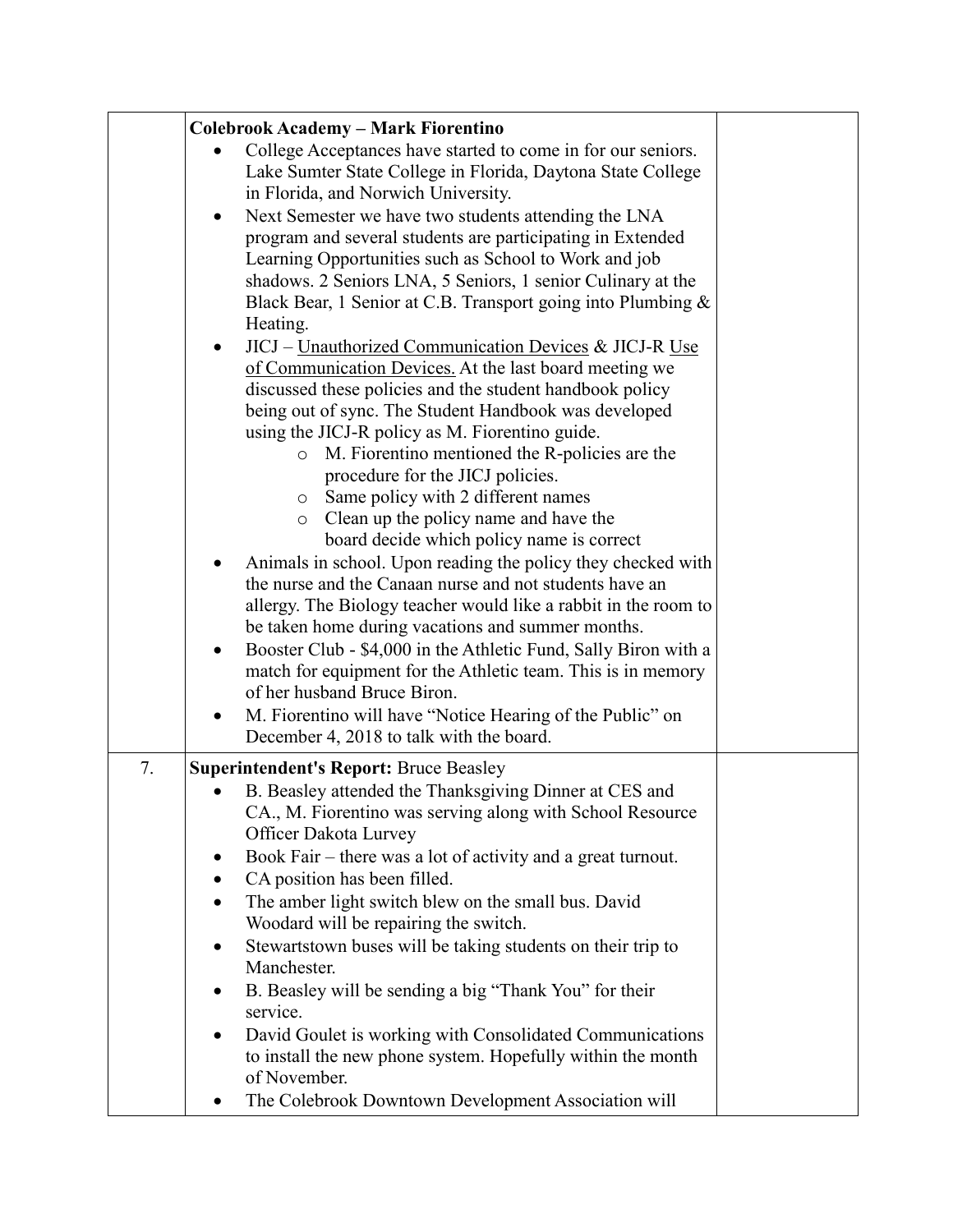| | | |
|---|---|---|
| | **Colebrook Academy – Mark Fiorentino**<br>• College Acceptances have started to come in for our seniors. Lake Sumter State College in Florida, Daytona State College in Florida, and Norwich University.<br>• Next Semester we have two students attending the LNA program and several students are participating in Extended Learning Opportunities such as School to Work and job shadows. 2 Seniors LNA, 5 Seniors, 1 senior Culinary at the Black Bear, 1 Senior at C.B. Transport going into Plumbing & Heating.<br>• JICJ – Unauthorized Communication Devices & JICJ-R Use of Communication Devices. At the last board meeting we discussed these policies and the student handbook policy being out of sync. The Student Handbook was developed using the JICJ-R policy as M. Fiorentino guide.<br>&nbsp;&nbsp;&nbsp;&nbsp;o M. Fiorentino mentioned the R-policies are the procedure for the JICJ policies.<br>&nbsp;&nbsp;&nbsp;&nbsp;o Same policy with 2 different names<br>&nbsp;&nbsp;&nbsp;&nbsp;o Clean up the policy name and have the board decide which policy name is correct<br>• Animals in school. Upon reading the policy they checked with the nurse and the Canaan nurse and not students have an allergy. The Biology teacher would like a rabbit in the room to be taken home during vacations and summer months.<br>• Booster Club - $4,000 in the Athletic Fund, Sally Biron with a match for equipment for the Athletic team. This is in memory of her husband Bruce Biron.<br>• M. Fiorentino will have "Notice Hearing of the Public" on December 4, 2018 to talk with the board. | |
| 7. | **Superintendent's Report:** Bruce Beasley<br>• B. Beasley attended the Thanksgiving Dinner at CES and CA., M. Fiorentino was serving along with School Resource Officer Dakota Lurvey<br>• Book Fair – there was a lot of activity and a great turnout.<br>• CA position has been filled.<br>• The amber light switch blew on the small bus. David Woodard will be repairing the switch.<br>• Stewartstown buses will be taking students on their trip to Manchester.<br>• B. Beasley will be sending a big "Thank You" for their service.<br>• David Goulet is working with Consolidated Communications to install the new phone system. Hopefully within the month of November.<br>• The Colebrook Downtown Development Association will | |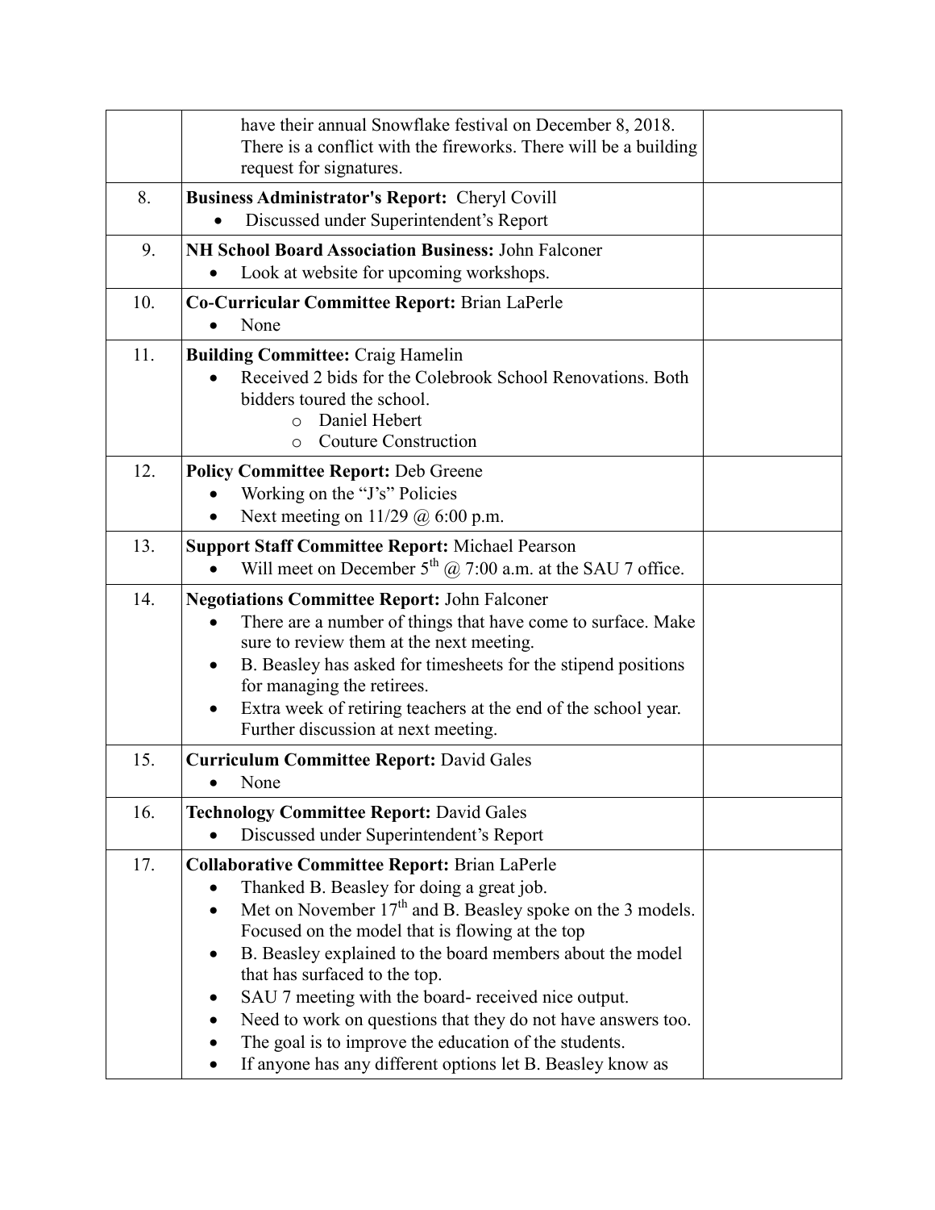|  |  |  |
|---|---|---|
|  | have their annual Snowflake festival on December 8, 2018. There is a conflict with the fireworks. There will be a building request for signatures. |  |
| 8. | **Business Administrator's Report:** Cheryl Covill<br>• Discussed under Superintendent's Report |  |
| 9. | **NH School Board Association Business:** John Falconer<br>• Look at website for upcoming workshops. |  |
| 10. | **Co-Curricular Committee Report:** Brian LaPerle<br>• None |  |
| 11. | **Building Committee:** Craig Hamelin<br>• Received 2 bids for the Colebrook School Renovations. Both bidders toured the school.<br>o Daniel Hebert<br>o Couture Construction |  |
| 12. | **Policy Committee Report:** Deb Greene<br>• Working on the "J's" Policies<br>• Next meeting on 11/29 @ 6:00 p.m. |  |
| 13. | **Support Staff Committee Report:** Michael Pearson<br>• Will meet on December 5th @ 7:00 a.m. at the SAU 7 office. |  |
| 14. | **Negotiations Committee Report:** John Falconer<br>• There are a number of things that have come to surface. Make sure to review them at the next meeting.<br>• B. Beasley has asked for timesheets for the stipend positions for managing the retirees.<br>• Extra week of retiring teachers at the end of the school year. Further discussion at next meeting. |  |
| 15. | **Curriculum Committee Report:** David Gales<br>• None |  |
| 16. | **Technology Committee Report:** David Gales<br>• Discussed under Superintendent's Report |  |
| 17. | **Collaborative Committee Report:** Brian LaPerle<br>• Thanked B. Beasley for doing a great job.<br>• Met on November 17th and B. Beasley spoke on the 3 models. Focused on the model that is flowing at the top<br>• B. Beasley explained to the board members about the model that has surfaced to the top.<br>• SAU 7 meeting with the board- received nice output.<br>• Need to work on questions that they do not have answers too.<br>• The goal is to improve the education of the students.<br>• If anyone has any different options let B. Beasley know as |  |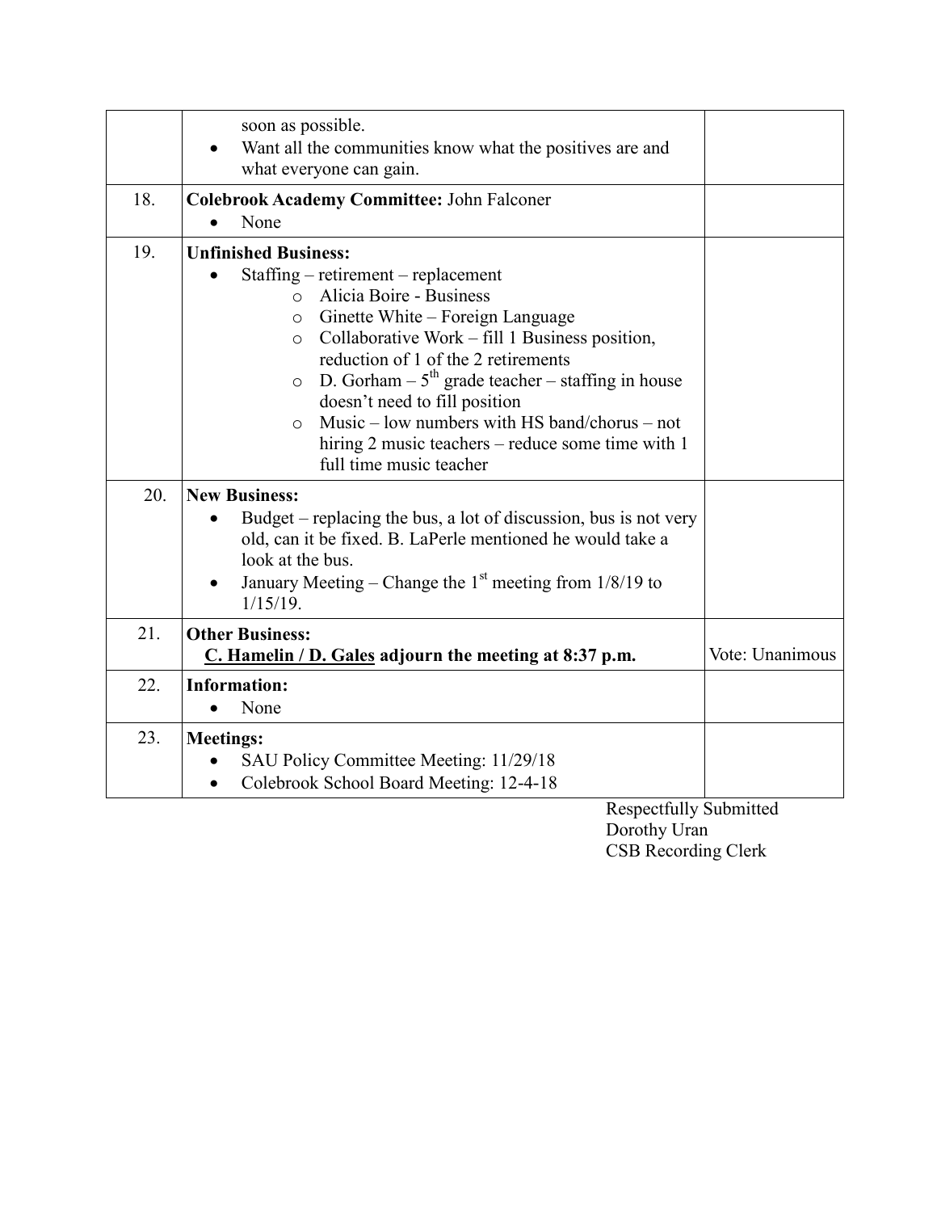| | | |
|---|---|---|
| | soon as possible.<br>• Want all the communities know what the positives are and what everyone can gain. | |
| 18. | **Colebrook Academy Committee:** John Falconer<br>• None | |
| 19. | **Unfinished Business:**<br>• Staffing – retirement – replacement<br>  ○ Alicia Boire - Business<br>  ○ Ginette White – Foreign Language<br>  ○ Collaborative Work – fill 1 Business position, reduction of 1 of the 2 retirements<br>  ○ D. Gorham – 5th grade teacher – staffing in house doesn't need to fill position<br>  ○ Music – low numbers with HS band/chorus – not hiring 2 music teachers – reduce some time with 1 full time music teacher | |
| 20. | **New Business:**<br>• Budget – replacing the bus, a lot of discussion, bus is not very old, can it be fixed. B. LaPerle mentioned he would take a look at the bus.<br>• January Meeting – Change the 1st meeting from 1/8/19 to 1/15/19. | |
| 21. | **Other Business:**<br>**C. Hamelin / D. Gales adjourn the meeting at 8:37 p.m.** | Vote: Unanimous |
| 22. | **Information:**<br>• None | |
| 23. | **Meetings:**<br>• SAU Policy Committee Meeting: 11/29/18<br>• Colebrook School Board Meeting: 12-4-18 | |

Respectfully Submitted
Dorothy Uran
CSB Recording Clerk